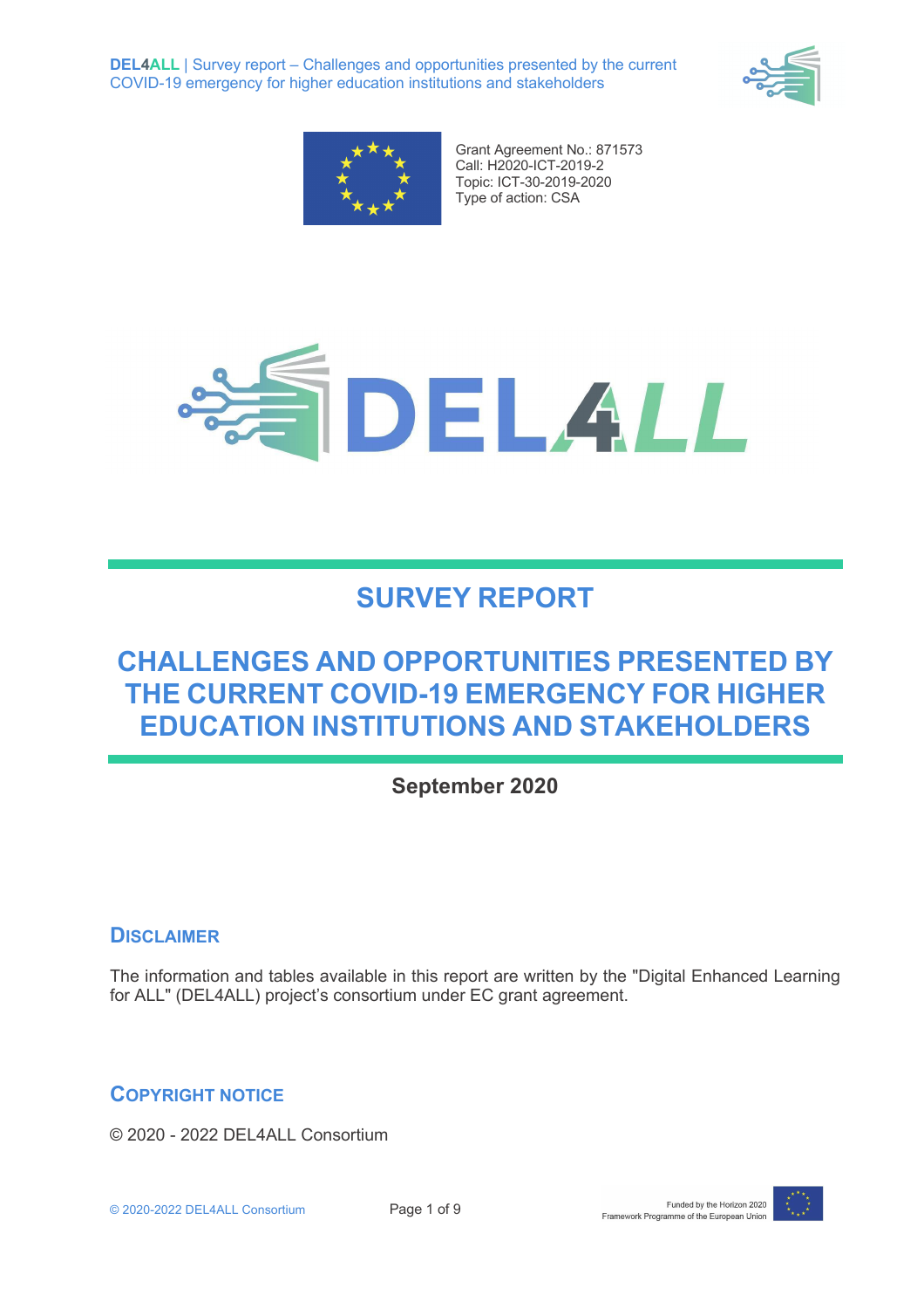Grant Agreement No.: 871573
Call: H2020-ICT-2019-2
Topic: ICT-30-2019-2020
Type of action: CSA

# SURVEY REPORT

# CHALLENGES AND OPPORTUNITIES PRESENTED BY THE CURRENT COVID-19 EMERGENCY FOR HIGHER EDUCATION INSTITUTIONS AND STAKEHOLDERS

**September 2020**

## Disclaimer

The information and tables available in this report are written by the "Digital Enhanced Learning for ALL" (DEL4ALL) project's consortium under EC grant agreement.

## Copyright Notice

© 2020 - 2022 DEL4ALL Consortium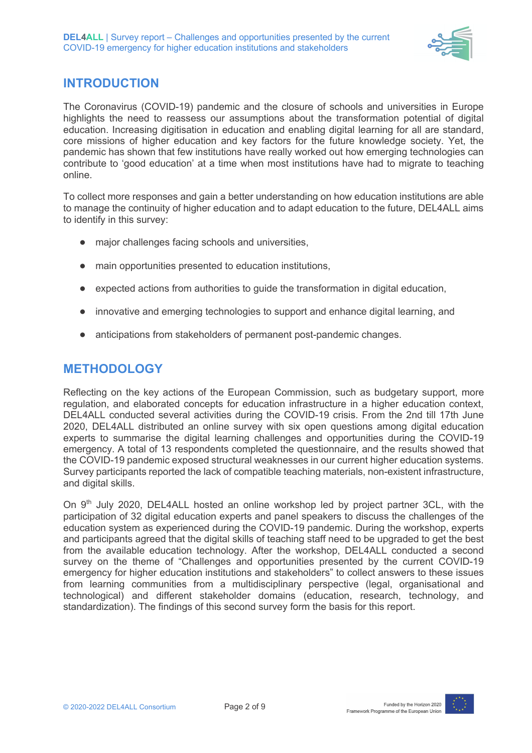## INTRODUCTION

The Coronavirus (COVID-19) pandemic and the closure of schools and universities in Europe highlights the need to reassess our assumptions about the transformation potential of digital education. Increasing digitisation in education and enabling digital learning for all are standard, core missions of higher education and key factors for the future knowledge society. Yet, the pandemic has shown that few institutions have really worked out how emerging technologies can contribute to 'good education' at a time when most institutions have had to migrate to teaching online.

To collect more responses and gain a better understanding on how education institutions are able to manage the continuity of higher education and to adapt education to the future, DEL4ALL aims to identify in this survey:

- major challenges facing schools and universities,
- main opportunities presented to education institutions,
- expected actions from authorities to guide the transformation in digital education,
- innovative and emerging technologies to support and enhance digital learning, and
- anticipations from stakeholders of permanent post-pandemic changes.

## METHODOLOGY

Reflecting on the key actions of the European Commission, such as budgetary support, more regulation, and elaborated concepts for education infrastructure in a higher education context, DEL4ALL conducted several activities during the COVID-19 crisis. From the 2nd till 17th June 2020, DEL4ALL distributed an online survey with six open questions among digital education experts to summarise the digital learning challenges and opportunities during the COVID-19 emergency. A total of 13 respondents completed the questionnaire, and the results showed that the COVID-19 pandemic exposed structural weaknesses in our current higher education systems. Survey participants reported the lack of compatible teaching materials, non-existent infrastructure, and digital skills.

On 9th July 2020, DEL4ALL hosted an online workshop led by project partner 3CL, with the participation of 32 digital education experts and panel speakers to discuss the challenges of the education system as experienced during the COVID-19 pandemic. During the workshop, experts and participants agreed that the digital skills of teaching staff need to be upgraded to get the best from the available education technology. After the workshop, DEL4ALL conducted a second survey on the theme of "Challenges and opportunities presented by the current COVID-19 emergency for higher education institutions and stakeholders" to collect answers to these issues from learning communities from a multidisciplinary perspective (legal, organisational and technological) and different stakeholder domains (education, research, technology, and standardization). The findings of this second survey form the basis for this report.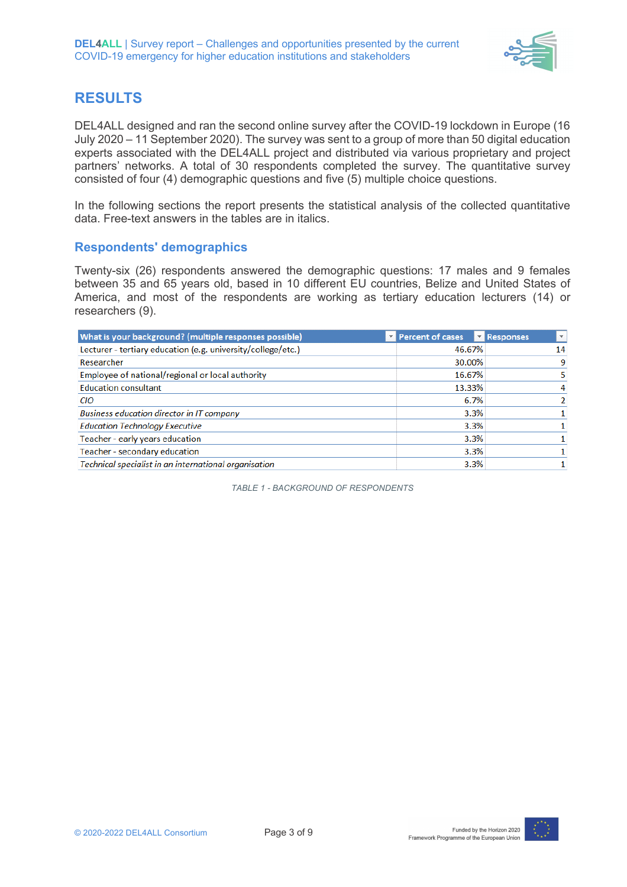# RESULTS

DEL4ALL designed and ran the second online survey after the COVID-19 lockdown in Europe (16 July 2020 – 11 September 2020). The survey was sent to a group of more than 50 digital education experts associated with the DEL4ALL project and distributed via various proprietary and project partners' networks. A total of 30 respondents completed the survey. The quantitative survey consisted of four (4) demographic questions and five (5) multiple choice questions.

In the following sections the report presents the statistical analysis of the collected quantitative data. Free-text answers in the tables are in italics.

## Respondents' demographics

Twenty-six (26) respondents answered the demographic questions: 17 males and 9 females between 35 and 65 years old, based in 10 different EU countries, Belize and United States of America, and most of the respondents are working as tertiary education lecturers (14) or researchers (9).

| What is your background? (multiple responses possible) | Percent of cases | Responses |
|---|---|---|
| Lecturer - tertiary education (e.g. university/college/etc.) | 46.67% | 14 |
| Researcher | 30.00% | 9 |
| Employee of national/regional or local authority | 16.67% | 5 |
| Education consultant | 13.33% | 4 |
| *CIO* | 6.7% | 2 |
| *Business education director in IT company* | 3.3% | 1 |
| *Education Technology Executive* | 3.3% | 1 |
| Teacher - early years education | 3.3% | 1 |
| Teacher - secondary education | 3.3% | 1 |
| *Technical specialist in an international organisation* | 3.3% | 1 |

TABLE 1 - BACKGROUND OF RESPONDENTS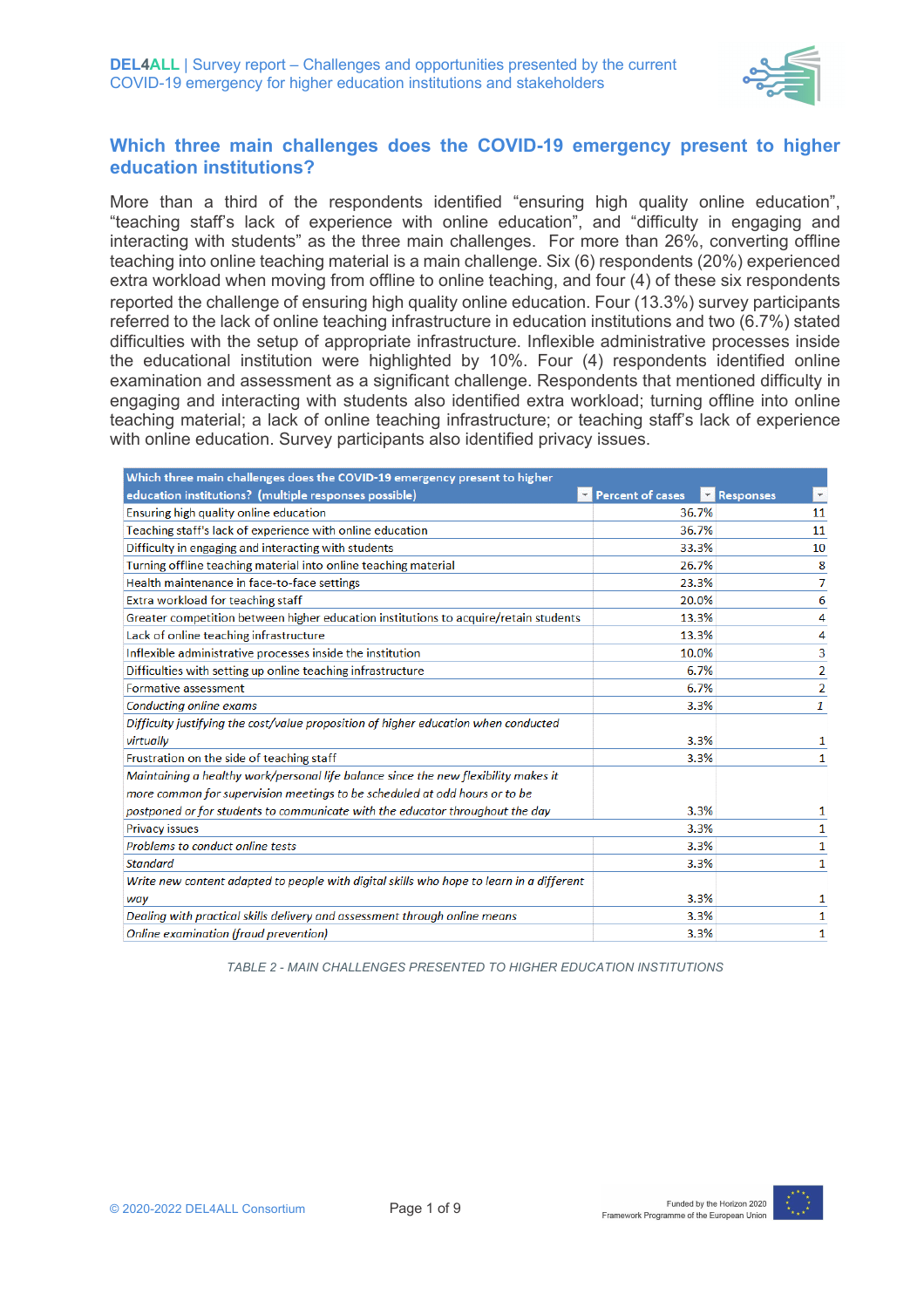## Which three main challenges does the COVID-19 emergency present to higher education institutions?

More than a third of the respondents identified "ensuring high quality online education", "teaching staff's lack of experience with online education", and "difficulty in engaging and interacting with students" as the three main challenges. For more than 26%, converting offline teaching into online teaching material is a main challenge. Six (6) respondents (20%) experienced extra workload when moving from offline to online teaching, and four (4) of these six respondents reported the challenge of ensuring high quality online education. Four (13.3%) survey participants referred to the lack of online teaching infrastructure in education institutions and two (6.7%) stated difficulties with the setup of appropriate infrastructure. Inflexible administrative processes inside the educational institution were highlighted by 10%. Four (4) respondents identified online examination and assessment as a significant challenge. Respondents that mentioned difficulty in engaging and interacting with students also identified extra workload; turning offline into online teaching material; a lack of online teaching infrastructure; or teaching staff's lack of experience with online education. Survey participants also identified privacy issues.

| Which three main challenges does the COVID-19 emergency present to higher education institutions? (multiple responses possible) | Percent of cases | Responses |
|---|---|---|
| Ensuring high quality online education | 36.7% | 11 |
| Teaching staff's lack of experience with online education | 36.7% | 11 |
| Difficulty in engaging and interacting with students | 33.3% | 10 |
| Turning offline teaching material into online teaching material | 26.7% | 8 |
| Health maintenance in face-to-face settings | 23.3% | 7 |
| Extra workload for teaching staff | 20.0% | 6 |
| Greater competition between higher education institutions to acquire/retain students | 13.3% | 4 |
| Lack of online teaching infrastructure | 13.3% | 4 |
| Inflexible administrative processes inside the institution | 10.0% | 3 |
| Difficulties with setting up online teaching infrastructure | 6.7% | 2 |
| Formative assessment | 6.7% | 2 |
| *Conducting online exams* | 3.3% | 1 |
| *Difficulty justifying the cost/value proposition of higher education when conducted virtually* | 3.3% | 1 |
| Frustration on the side of teaching staff | 3.3% | 1 |
| *Maintaining a healthy work/personal life balance since the new flexibility makes it more common for supervision meetings to be scheduled at odd hours or to be postponed or for students to communicate with the educator throughout the day* | 3.3% | 1 |
| Privacy issues | 3.3% | 1 |
| *Problems to conduct online tests* | 3.3% | 1 |
| *Standard* | 3.3% | 1 |
| *Write new content adapted to people with digital skills who hope to learn in a different way* | 3.3% | 1 |
| *Dealing with practical skills delivery and assessment through online means* | 3.3% | 1 |
| *Online examination (fraud prevention)* | 3.3% | 1 |

TABLE 2 - MAIN CHALLENGES PRESENTED TO HIGHER EDUCATION INSTITUTIONS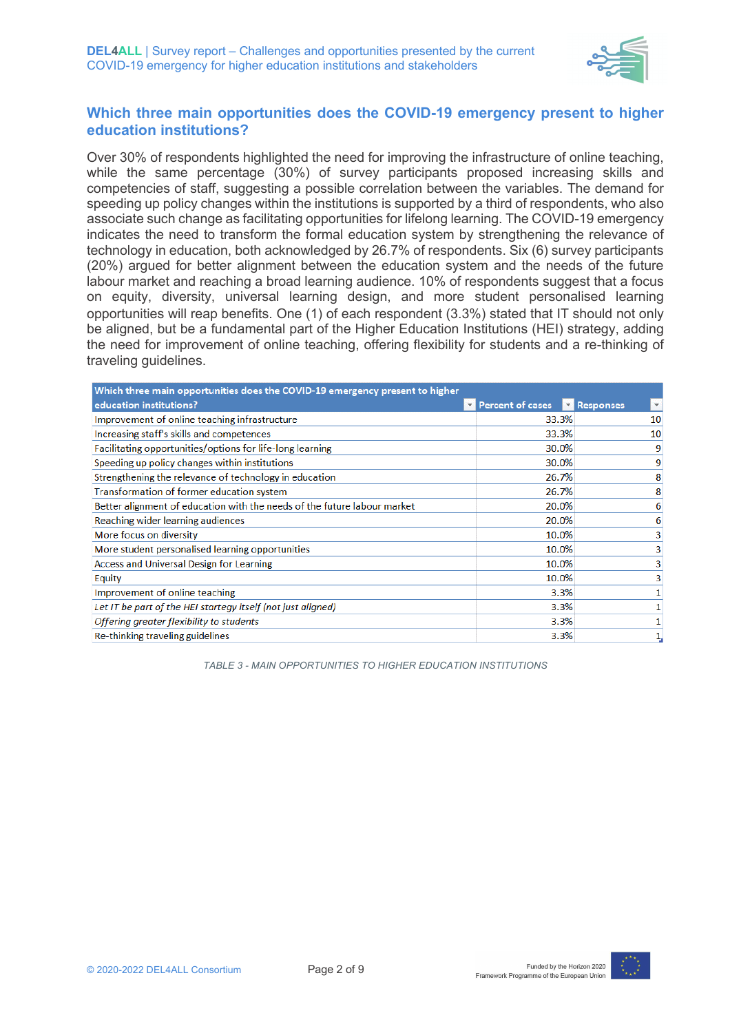## Which three main opportunities does the COVID-19 emergency present to higher education institutions?

Over 30% of respondents highlighted the need for improving the infrastructure of online teaching, while the same percentage (30%) of survey participants proposed increasing skills and competencies of staff, suggesting a possible correlation between the variables. The demand for speeding up policy changes within the institutions is supported by a third of respondents, who also associate such change as facilitating opportunities for lifelong learning. The COVID-19 emergency indicates the need to transform the formal education system by strengthening the relevance of technology in education, both acknowledged by 26.7% of respondents. Six (6) survey participants (20%) argued for better alignment between the education system and the needs of the future labour market and reaching a broad learning audience. 10% of respondents suggest that a focus on equity, diversity, universal learning design, and more student personalised learning opportunities will reap benefits. One (1) of each respondent (3.3%) stated that IT should not only be aligned, but be a fundamental part of the Higher Education Institutions (HEI) strategy, adding the need for improvement of online teaching, offering flexibility for students and a re-thinking of traveling guidelines.

| Which three main opportunities does the COVID-19 emergency present to higher education institutions? | Percent of cases | Responses |
|---|---|---|
| Improvement of online teaching infrastructure | 33.3% | 10 |
| Increasing staff's skills and competences | 33.3% | 10 |
| Facilitating opportunities/options for life-long learning | 30.0% | 9 |
| Speeding up policy changes within institutions | 30.0% | 9 |
| Strengthening the relevance of technology in education | 26.7% | 8 |
| Transformation of former education system | 26.7% | 8 |
| Better alignment of education with the needs of the future labour market | 20.0% | 6 |
| Reaching wider learning audiences | 20.0% | 6 |
| More focus on diversity | 10.0% | 3 |
| More student personalised learning opportunities | 10.0% | 3 |
| Access and Universal Design for Learning | 10.0% | 3 |
| Equity | 10.0% | 3 |
| Improvement of online teaching | 3.3% | 1 |
| *Let IT be part of the HEI startegy itself (not just aligned)* | 3.3% | 1 |
| *Offering greater flexibility to students* | 3.3% | 1 |
| Re-thinking traveling guidelines | 3.3% | 1 |

TABLE 3 - MAIN OPPORTUNITIES TO HIGHER EDUCATION INSTITUTIONS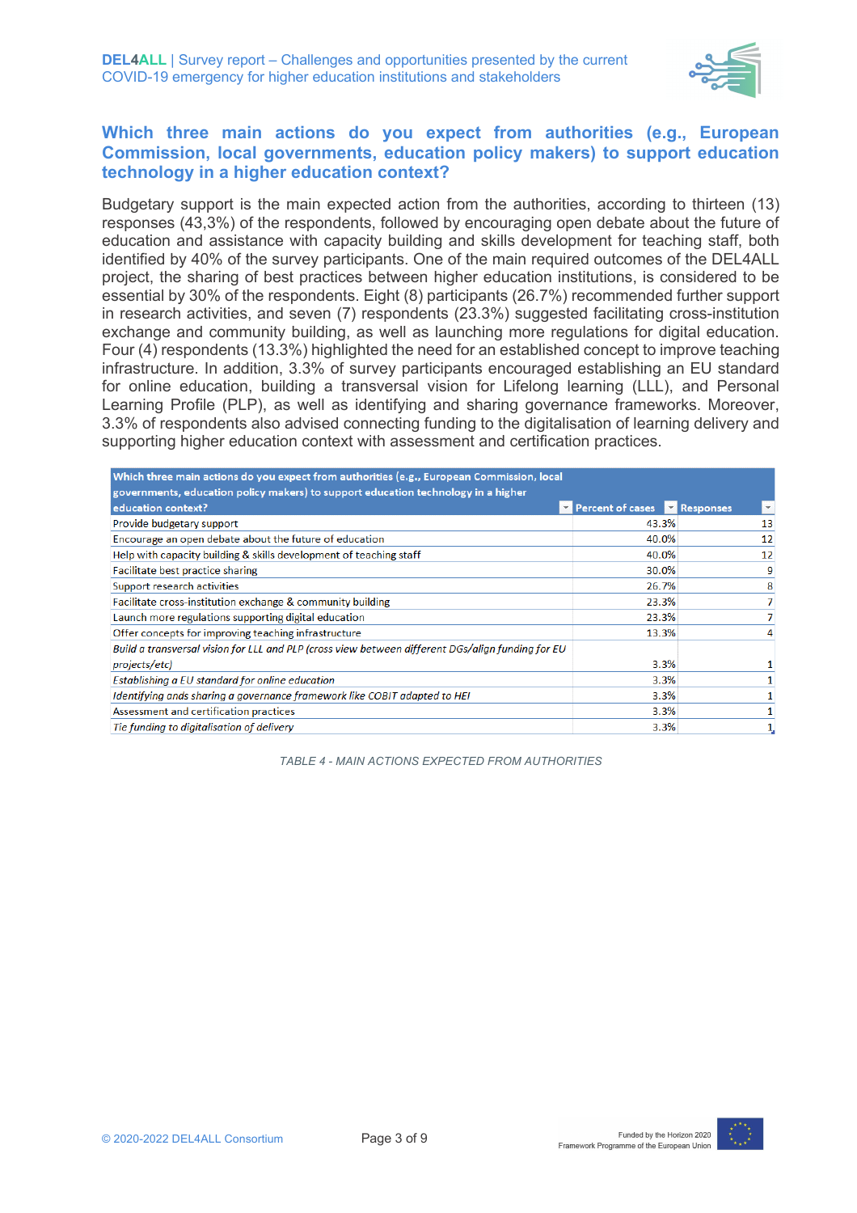## Which three main actions do you expect from authorities (e.g., European Commission, local governments, education policy makers) to support education technology in a higher education context?

Budgetary support is the main expected action from the authorities, according to thirteen (13) responses (43,3%) of the respondents, followed by encouraging open debate about the future of education and assistance with capacity building and skills development for teaching staff, both identified by 40% of the survey participants. One of the main required outcomes of the DEL4ALL project, the sharing of best practices between higher education institutions, is considered to be essential by 30% of the respondents. Eight (8) participants (26.7%) recommended further support in research activities, and seven (7) respondents (23.3%) suggested facilitating cross-institution exchange and community building, as well as launching more regulations for digital education. Four (4) respondents (13.3%) highlighted the need for an established concept to improve teaching infrastructure. In addition, 3.3% of survey participants encouraged establishing an EU standard for online education, building a transversal vision for Lifelong learning (LLL), and Personal Learning Profile (PLP), as well as identifying and sharing governance frameworks. Moreover, 3.3% of respondents also advised connecting funding to the digitalisation of learning delivery and supporting higher education context with assessment and certification practices.

| Which three main actions do you expect from authorities (e.g., European Commission, local governments, education policy makers) to support education technology in a higher education context? | Percent of cases | Responses |
|---|---|---|
| Provide budgetary support | 43.3% | 13 |
| Encourage an open debate about the future of education | 40.0% | 12 |
| Help with capacity building & skills development of teaching staff | 40.0% | 12 |
| Facilitate best practice sharing | 30.0% | 9 |
| Support research activities | 26.7% | 8 |
| Facilitate cross-institution exchange & community building | 23.3% | 7 |
| Launch more regulations supporting digital education | 23.3% | 7 |
| Offer concepts for improving teaching infrastructure | 13.3% | 4 |
| *Build a transversal vision for LLL and PLP (cross view between different DGs/align funding for EU projects/etc)* | 3.3% | 1 |
| *Establishing a EU standard for online education* | 3.3% | 1 |
| *Identifying ands sharing a governance framework like COBIT adapted to HEI* | 3.3% | 1 |
| Assessment and certification practices | 3.3% | 1 |
| *Tie funding to digitalisation of delivery* | 3.3% | 1 |

*TABLE 4 - MAIN ACTIONS EXPECTED FROM AUTHORITIES*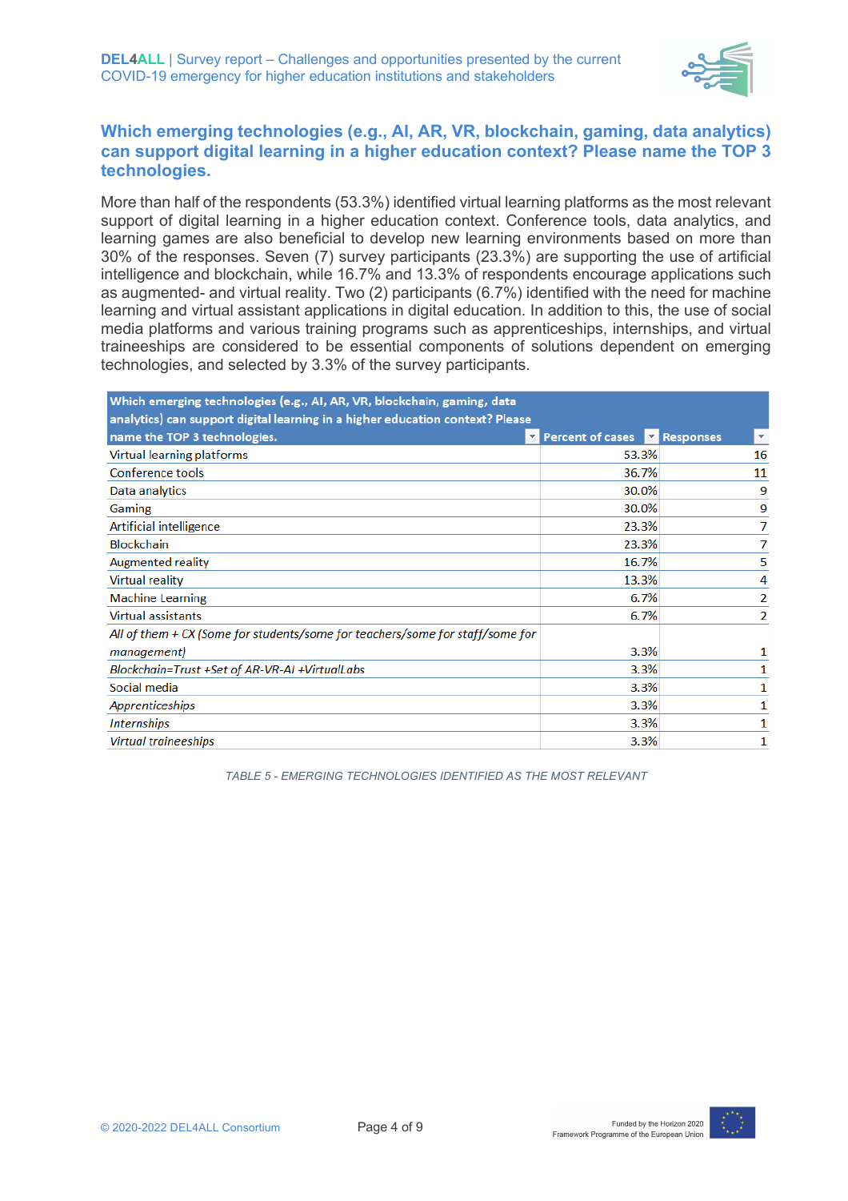## Which emerging technologies (e.g., AI, AR, VR, blockchain, gaming, data analytics) can support digital learning in a higher education context? Please name the TOP 3 technologies.

More than half of the respondents (53.3%) identified virtual learning platforms as the most relevant support of digital learning in a higher education context. Conference tools, data analytics, and learning games are also beneficial to develop new learning environments based on more than 30% of the responses. Seven (7) survey participants (23.3%) are supporting the use of artificial intelligence and blockchain, while 16.7% and 13.3% of respondents encourage applications such as augmented- and virtual reality. Two (2) participants (6.7%) identified with the need for machine learning and virtual assistant applications in digital education. In addition to this, the use of social media platforms and various training programs such as apprenticeships, internships, and virtual traineeships are considered to be essential components of solutions dependent on emerging technologies, and selected by 3.3% of the survey participants.

| Which emerging technologies (e.g., AI, AR, VR, blockchain, gaming, data analytics) can support digital learning in a higher education context? Please name the TOP 3 technologies. | Percent of cases | Responses |
|---|---|---|
| Virtual learning platforms | 53.3% | 16 |
| Conference tools | 36.7% | 11 |
| Data analytics | 30.0% | 9 |
| Gaming | 30.0% | 9 |
| Artificial intelligence | 23.3% | 7 |
| Blockchain | 23.3% | 7 |
| Augmented reality | 16.7% | 5 |
| Virtual reality | 13.3% | 4 |
| Machine Learning | 6.7% | 2 |
| Virtual assistants | 6.7% | 2 |
| *All of them + CX (Some for students/some for teachers/some for staff/some for management)* | 3.3% | 1 |
| *Blockchain=Trust +Set of AR-VR-AI +VirtualLabs* | 3.3% | 1 |
| Social media | 3.3% | 1 |
| *Apprenticeships* | 3.3% | 1 |
| *Internships* | 3.3% | 1 |
| *Virtual traineeships* | 3.3% | 1 |

TABLE 5 - EMERGING TECHNOLOGIES IDENTIFIED AS THE MOST RELEVANT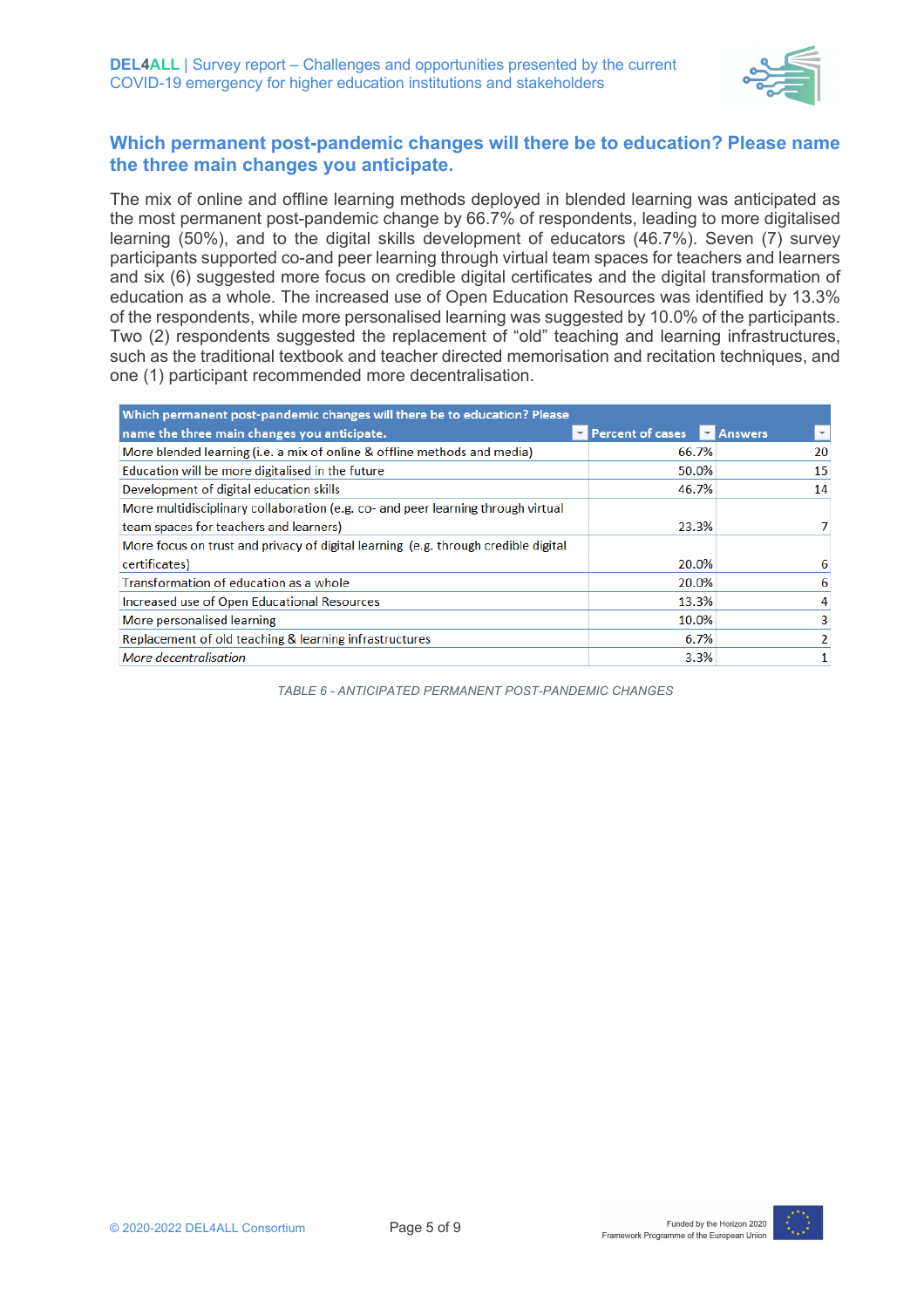## Which permanent post-pandemic changes will there be to education? Please name the three main changes you anticipate.

The mix of online and offline learning methods deployed in blended learning was anticipated as the most permanent post-pandemic change by 66.7% of respondents, leading to more digitalised learning (50%), and to the digital skills development of educators (46.7%). Seven (7) survey participants supported co-and peer learning through virtual team spaces for teachers and learners and six (6) suggested more focus on credible digital certificates and the digital transformation of education as a whole. The increased use of Open Education Resources was identified by 13.3% of the respondents, while more personalised learning was suggested by 10.0% of the participants. Two (2) respondents suggested the replacement of “old” teaching and learning infrastructures, such as the traditional textbook and teacher directed memorisation and recitation techniques, and one (1) participant recommended more decentralisation.

| Which permanent post-pandemic changes will there be to education? Please name the three main changes you anticipate. | Percent of cases | Answers |
|---|---|---|
| More blended learning (i.e. a mix of online & offline methods and media) | 66.7% | 20 |
| Education will be more digitalised in the future | 50.0% | 15 |
| Development of digital education skills | 46.7% | 14 |
| More multidisciplinary collaboration (e.g. co- and peer learning through virtual team spaces for teachers and learners) | 23.3% | 7 |
| More focus on trust and privacy of digital learning (e.g. through credible digital certificates) | 20.0% | 6 |
| Transformation of education as a whole | 20.0% | 6 |
| Increased use of Open Educational Resources | 13.3% | 4 |
| More personalised learning | 10.0% | 3 |
| Replacement of old teaching & learning infrastructures | 6.7% | 2 |
| *More decentralisation* | 3.3% | 1 |

*TABLE 6 - ANTICIPATED PERMANENT POST-PANDEMIC CHANGES*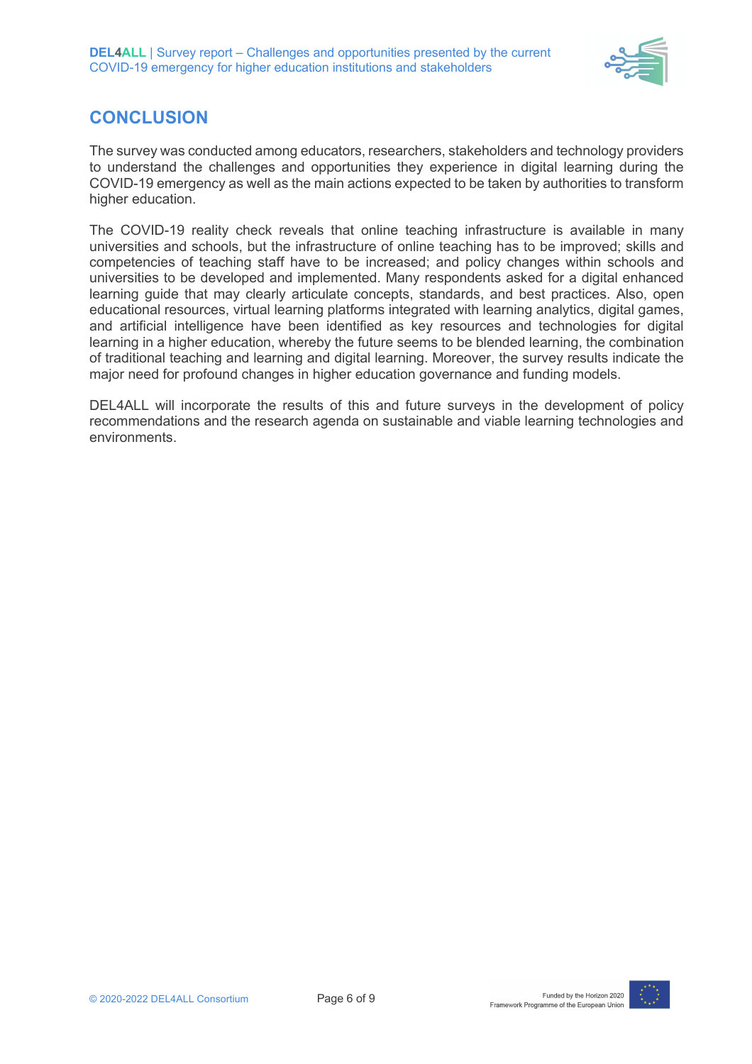# CONCLUSION

The survey was conducted among educators, researchers, stakeholders and technology providers to understand the challenges and opportunities they experience in digital learning during the COVID-19 emergency as well as the main actions expected to be taken by authorities to transform higher education.

The COVID-19 reality check reveals that online teaching infrastructure is available in many universities and schools, but the infrastructure of online teaching has to be improved; skills and competencies of teaching staff have to be increased; and policy changes within schools and universities to be developed and implemented. Many respondents asked for a digital enhanced learning guide that may clearly articulate concepts, standards, and best practices. Also, open educational resources, virtual learning platforms integrated with learning analytics, digital games, and artificial intelligence have been identified as key resources and technologies for digital learning in a higher education, whereby the future seems to be blended learning, the combination of traditional teaching and learning and digital learning. Moreover, the survey results indicate the major need for profound changes in higher education governance and funding models.

DEL4ALL will incorporate the results of this and future surveys in the development of policy recommendations and the research agenda on sustainable and viable learning technologies and environments.